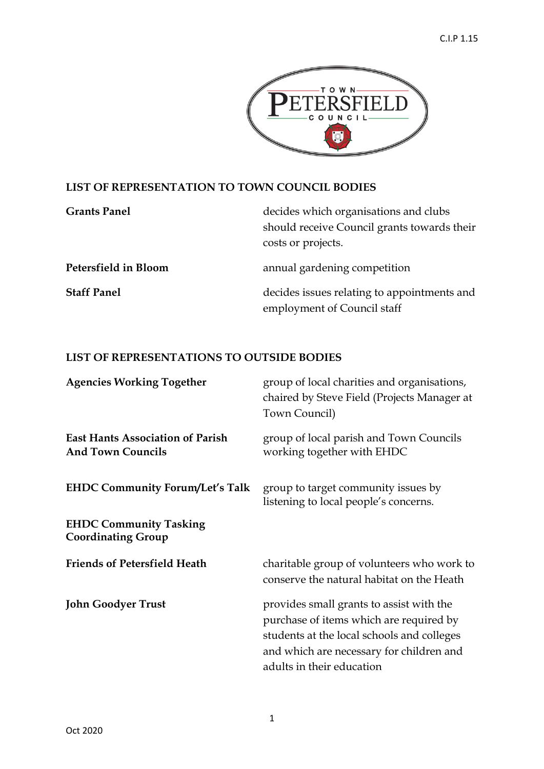C.I.P 1.15

TOWN PETERSFIELD COUNCIL

## LIST OF REPRESENTATION TO TOWN COUNCIL BODIES

| | |
|---|---|
| **Grants Panel** | decides which organisations and clubs should receive Council grants towards their costs or projects. |
| **Petersfield in Bloom** | annual gardening competition |
| **Staff Panel** | decides issues relating to appointments and employment of Council staff |

## LIST OF REPRESENTATIONS TO OUTSIDE BODIES

| | |
|---|---|
| **Agencies Working Together** | group of local charities and organisations, chaired by Steve Field (Projects Manager at Town Council) |
| **East Hants Association of Parish And Town Councils** | group of local parish and Town Councils working together with EHDC |
| **EHDC Community Forum/Let's Talk** | group to target community issues by listening to local people's concerns. |
| **EHDC Community Tasking Coordinating Group** | |
| **Friends of Petersfield Heath** | charitable group of volunteers who work to conserve the natural habitat on the Heath |
| **John Goodyer Trust** | provides small grants to assist with the purchase of items which are required by students at the local schools and colleges and which are necessary for children and adults in their education |

Oct 2020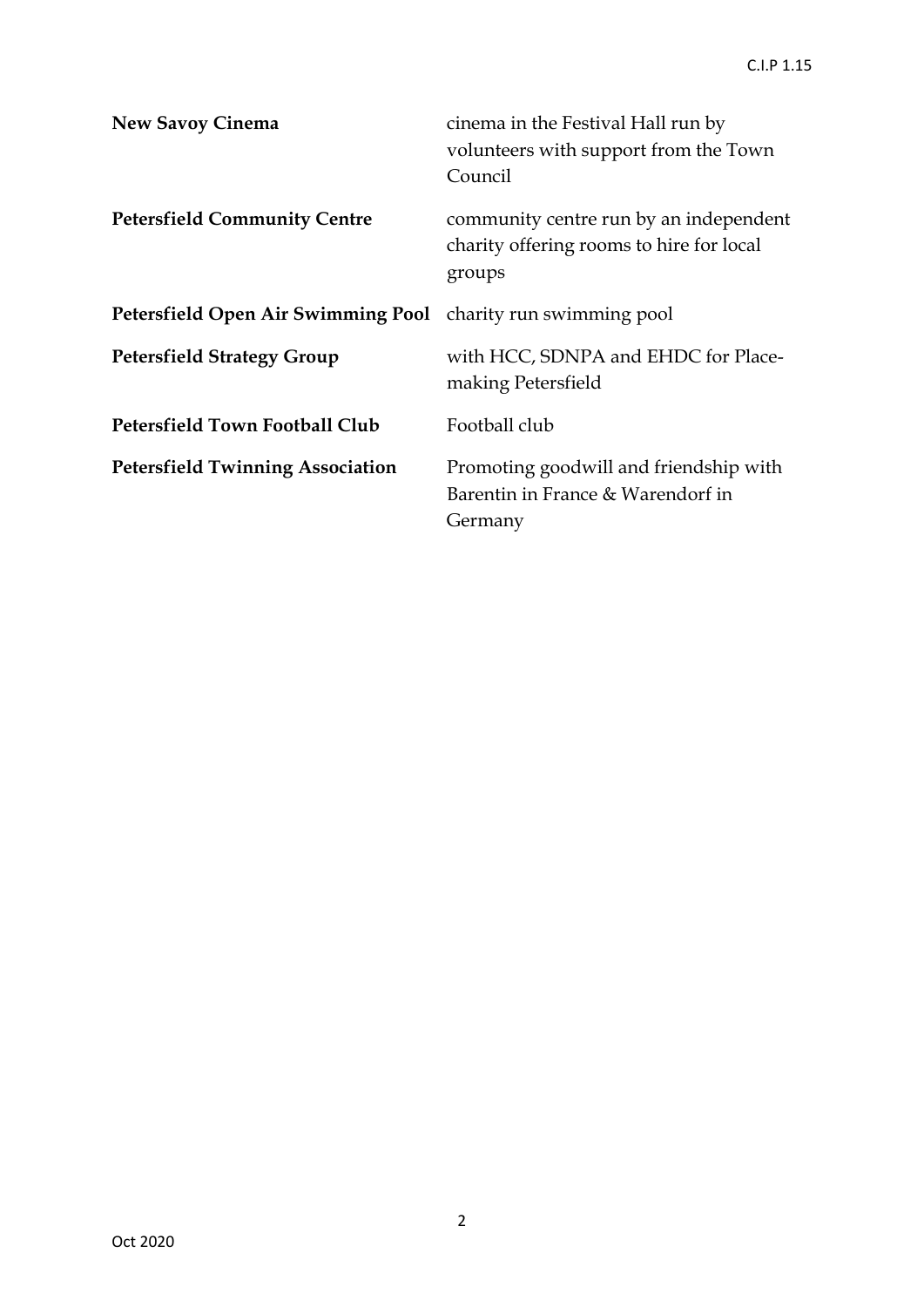| | |
|---|---|
| **New Savoy Cinema** | cinema in the Festival Hall run by volunteers with support from the Town Council |
| **Petersfield Community Centre** | community centre run by an independent charity offering rooms to hire for local groups |
| **Petersfield Open Air Swimming Pool** | charity run swimming pool |
| **Petersfield Strategy Group** | with HCC, SDNPA and EHDC for Place-making Petersfield |
| **Petersfield Town Football Club** | Football club |
| **Petersfield Twinning Association** | Promoting goodwill and friendship with Barentin in France & Warendorf in Germany |